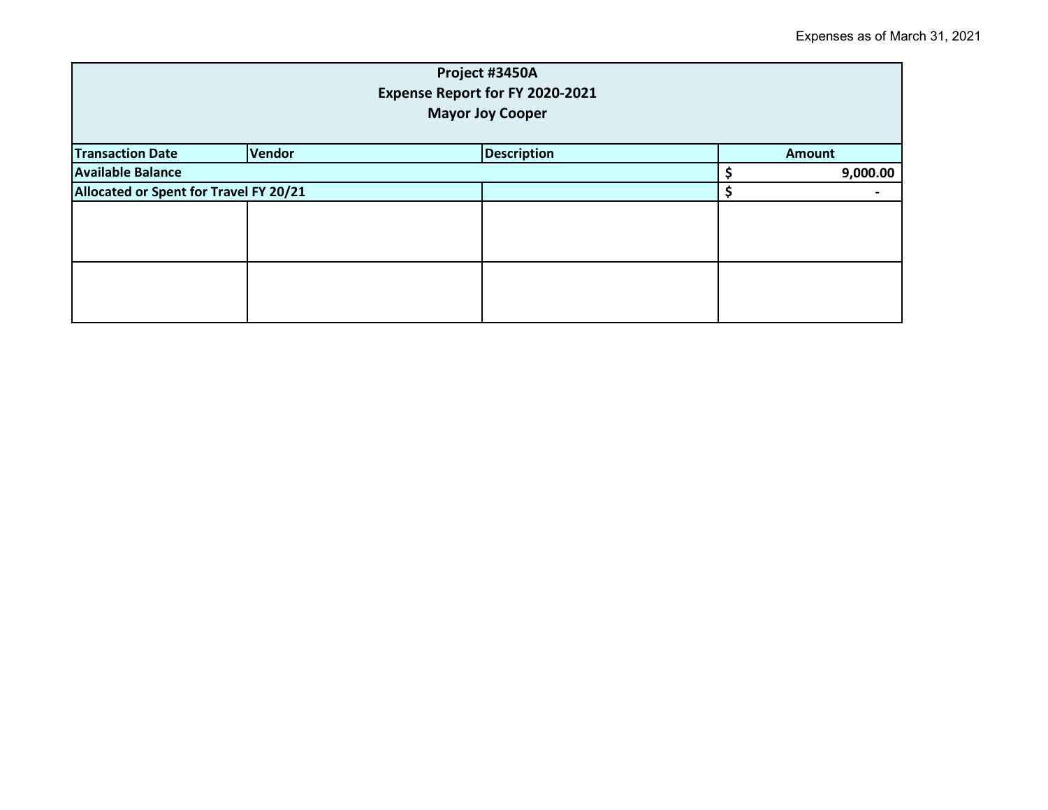Expenses as of March 31, 2021

| Project #3450A<br>Expense Report for FY 2020-2021<br>Mayor Joy Cooper | | | |
|---|---|---|---|
| **Transaction Date** | **Vendor** | **Description** | **Amount** |
| **Available Balance** | | | **$ 9,000.00** |
| **Allocated or Spent for Travel FY 20/21** | | | **$ -** |
| | | | |
| | | | |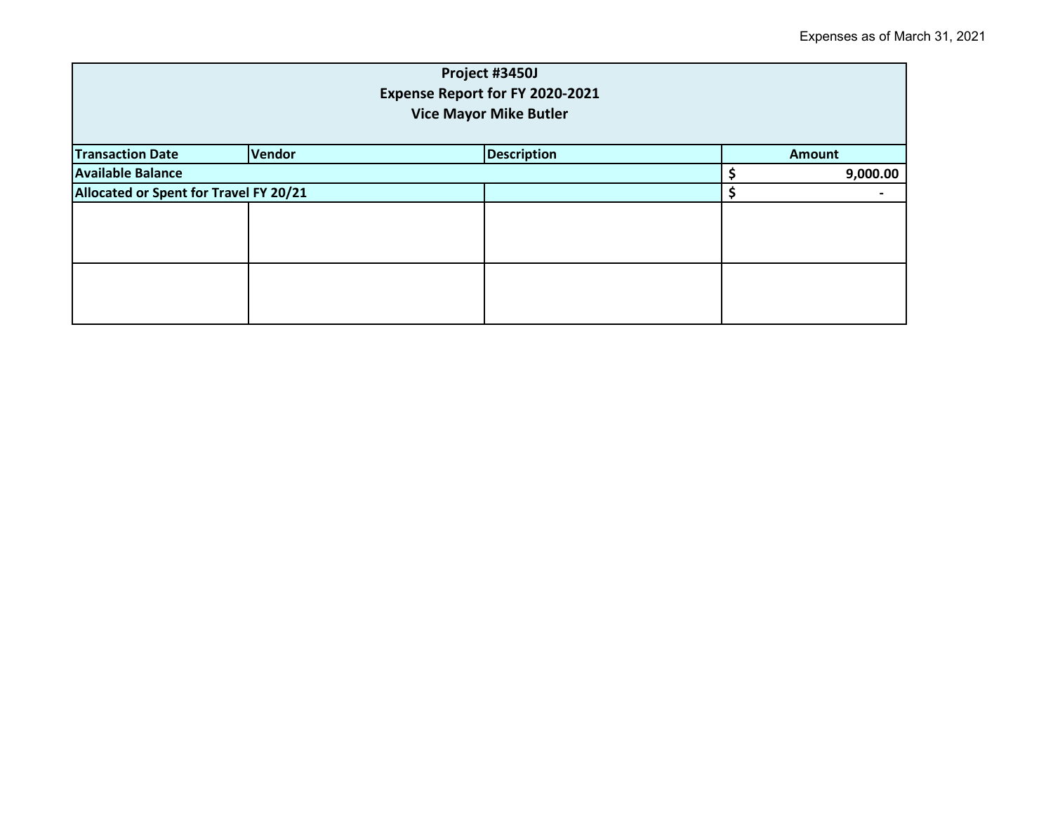Expenses as of March 31, 2021

| Project #3450J<br>Expense Report for FY 2020-2021<br>Vice Mayor Mike Butler | | | |
|---|---|---|---|
| **Transaction Date** | **Vendor** | **Description** | **Amount** |
| **Available Balance** | | | **$ 9,000.00** |
| **Allocated or Spent for Travel FY 20/21** | | | $ - |
| | | | |
| | | | |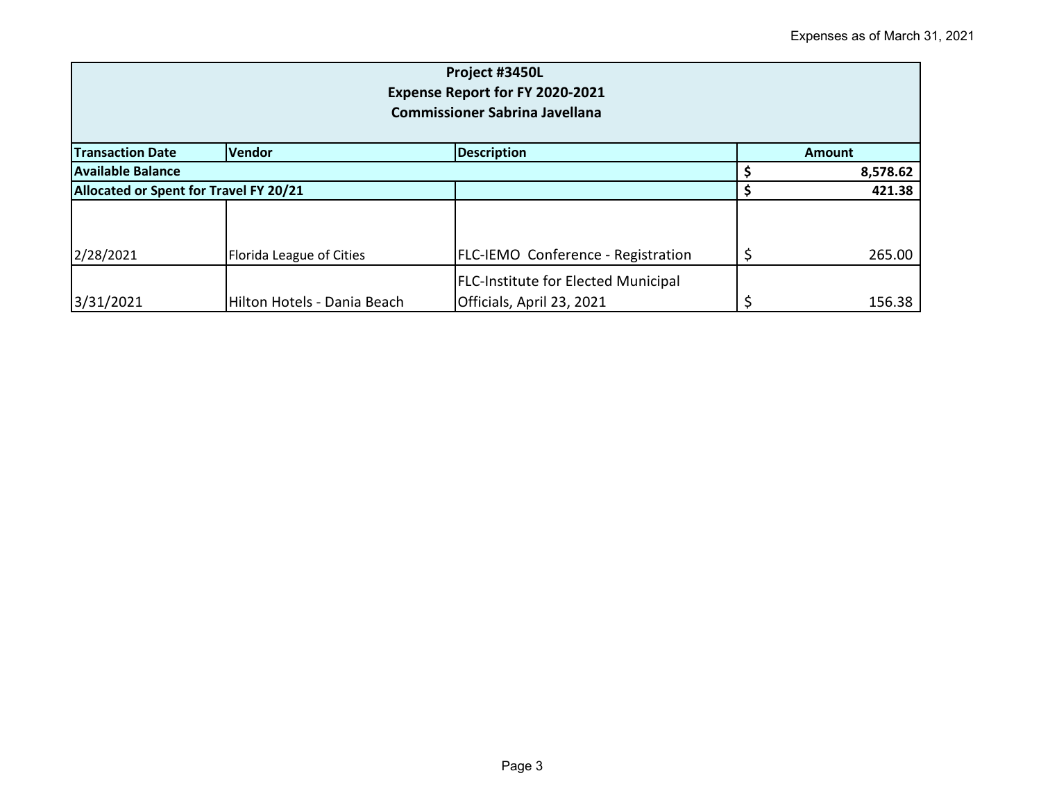Expenses as of March 31, 2021

**Project #3450L**
**Expense Report for FY 2020-2021**
**Commissioner Sabrina Javellana**

| Transaction Date | Vendor | Description | Amount |
|---|---|---|---|
| **Available Balance** | | | **$ 8,578.62** |
| **Allocated or Spent for Travel FY 20/21** | | | **$ 421.38** |
| 2/28/2021 | Florida League of Cities | FLC-IEMO Conference - Registration | $ 265.00 |
| 3/31/2021 | Hilton Hotels - Dania Beach | FLC-Institute for Elected Municipal Officials, April 23, 2021 | $ 156.38 |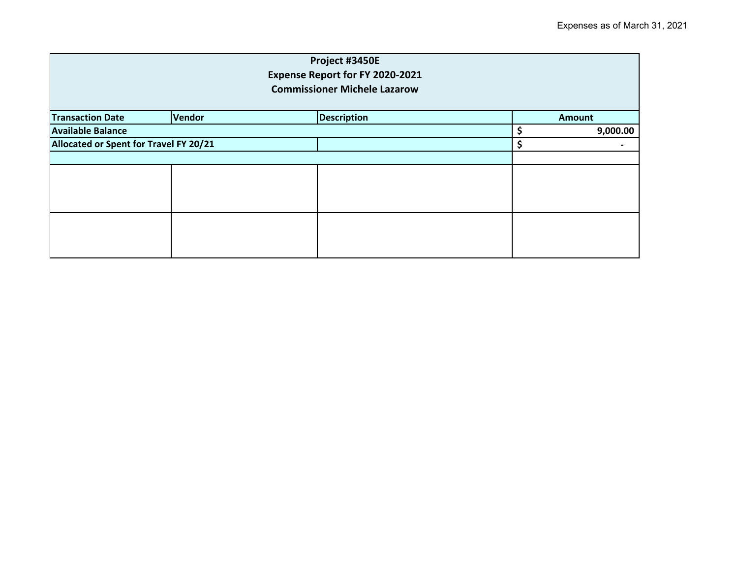Expenses as of March 31, 2021

| Project #3450E<br>Expense Report for FY 2020-2021<br>Commissioner Michele Lazarow | | | |
|---|---|---|---|
| **Transaction Date** | **Vendor** | **Description** | **Amount** |
| **Available Balance** | | | $ 9,000.00 |
| **Allocated or Spent for Travel FY 20/21** | | | $ - |
| | | | |
| | | | |
| | | | |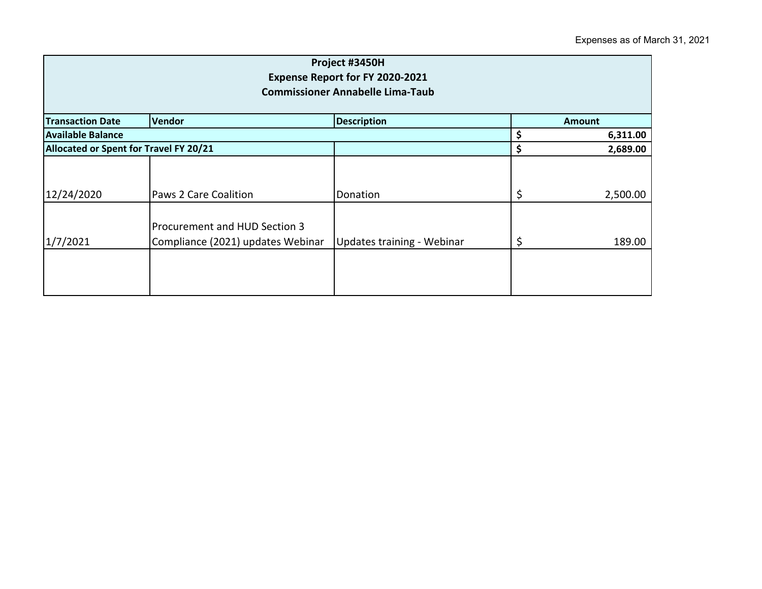Expenses as of March 31, 2021

| Project #3450H<br>Expense Report for FY 2020-2021<br>Commissioner Annabelle Lima-Taub | | | |
|---|---|---|---|
| **Transaction Date** | **Vendor** | **Description** | **Amount** |
| **Available Balance** | | | **$ 6,311.00** |
| **Allocated or Spent for Travel FY 20/21** | | | **$ 2,689.00** |
| 12/24/2020 | Paws 2 Care Coalition | Donation | $ 2,500.00 |
| 1/7/2021 | Procurement and HUD Section 3 Compliance (2021) updates Webinar | Updates training - Webinar | $ 189.00 |
| | | | |